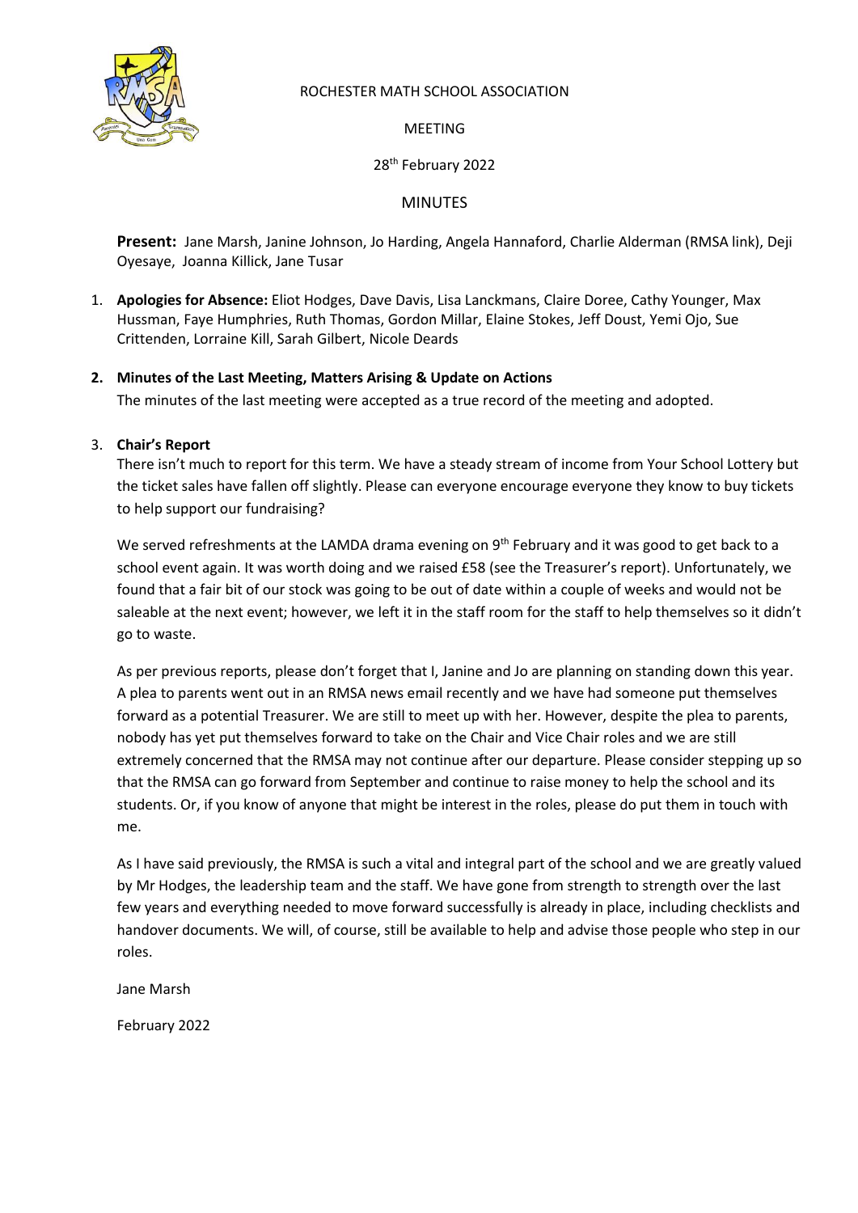ROCHESTER MATH SCHOOL ASSOCIATION

MEETING

28th February 2022

MINUTES

**Present:** Jane Marsh, Janine Johnson, Jo Harding, Angela Hannaford, Charlie Alderman (RMSA link), Deji Oyesaye, Joanna Killick, Jane Tusar

1. **Apologies for Absence:** Eliot Hodges, Dave Davis, Lisa Lanckmans, Claire Doree, Cathy Younger, Max Hussman, Faye Humphries, Ruth Thomas, Gordon Millar, Elaine Stokes, Jeff Doust, Yemi Ojo, Sue Crittenden, Lorraine Kill, Sarah Gilbert, Nicole Deards

2. **Minutes of the Last Meeting, Matters Arising & Update on Actions**

   The minutes of the last meeting were accepted as a true record of the meeting and adopted.

3. **Chair's Report**

   There isn't much to report for this term. We have a steady stream of income from Your School Lottery but the ticket sales have fallen off slightly. Please can everyone encourage everyone they know to buy tickets to help support our fundraising?

   We served refreshments at the LAMDA drama evening on 9th February and it was good to get back to a school event again. It was worth doing and we raised £58 (see the Treasurer's report). Unfortunately, we found that a fair bit of our stock was going to be out of date within a couple of weeks and would not be saleable at the next event; however, we left it in the staff room for the staff to help themselves so it didn't go to waste.

   As per previous reports, please don't forget that I, Janine and Jo are planning on standing down this year. A plea to parents went out in an RMSA news email recently and we have had someone put themselves forward as a potential Treasurer. We are still to meet up with her. However, despite the plea to parents, nobody has yet put themselves forward to take on the Chair and Vice Chair roles and we are still extremely concerned that the RMSA may not continue after our departure. Please consider stepping up so that the RMSA can go forward from September and continue to raise money to help the school and its students. Or, if you know of anyone that might be interest in the roles, please do put them in touch with me.

   As I have said previously, the RMSA is such a vital and integral part of the school and we are greatly valued by Mr Hodges, the leadership team and the staff. We have gone from strength to strength over the last few years and everything needed to move forward successfully is already in place, including checklists and handover documents. We will, of course, still be available to help and advise those people who step in our roles.

   Jane Marsh

   February 2022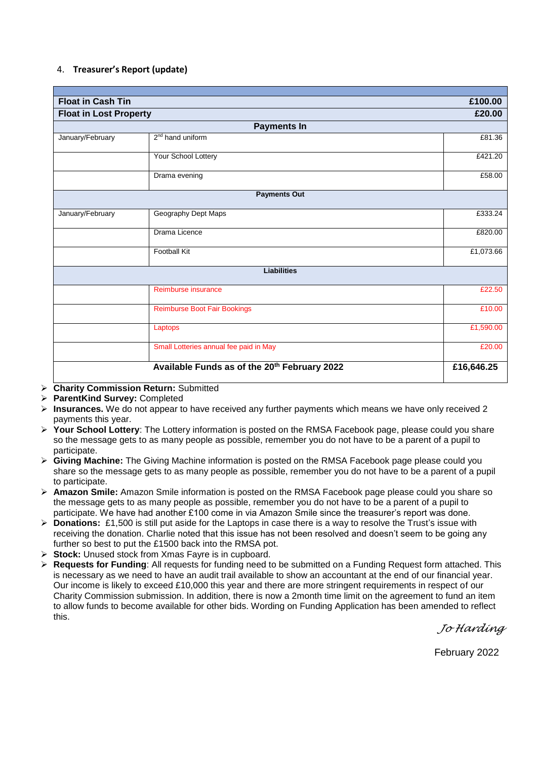4. **Treasurer's Report (update)**

| | | |
|---|---|---|
| **Float in Cash Tin** | | **£100.00** |
| **Float in Lost Property** | | **£20.00** |
| **Payments In** | | |
| January/February | 2nd hand uniform | £81.36 |
| | Your School Lottery | £421.20 |
| | Drama evening | £58.00 |
| **Payments Out** | | |
| January/February | Geography Dept Maps | £333.24 |
| | Drama Licence | £820.00 |
| | Football Kit | £1,073.66 |
| **Liabilities** | | |
| | Reimburse insurance | £22.50 |
| | Reimburse Boot Fair Bookings | £10.00 |
| | Laptops | £1,590.00 |
| | Small Lotteries annual fee paid in May | £20.00 |
| **Available Funds as of the 20th February 2022** | | **£16,646.25** |

- **Charity Commission Return:** Submitted
- **ParentKind Survey:** Completed
- **Insurances.** We do not appear to have received any further payments which means we have only received 2 payments this year.
- **Your School Lottery**: The Lottery information is posted on the RMSA Facebook page, please could you share so the message gets to as many people as possible, remember you do not have to be a parent of a pupil to participate.
- **Giving Machine:** The Giving Machine information is posted on the RMSA Facebook page please could you share so the message gets to as many people as possible, remember you do not have to be a parent of a pupil to participate.
- **Amazon Smile:** Amazon Smile information is posted on the RMSA Facebook page please could you share so the message gets to as many people as possible, remember you do not have to be a parent of a pupil to participate. We have had another £100 come in via Amazon Smile since the treasurer's report was done.
- **Donations:** £1,500 is still put aside for the Laptops in case there is a way to resolve the Trust's issue with receiving the donation. Charlie noted that this issue has not been resolved and doesn't seem to be going any further so best to put the £1500 back into the RMSA pot.
- **Stock:** Unused stock from Xmas Fayre is in cupboard.
- **Requests for Funding**: All requests for funding need to be submitted on a Funding Request form attached. This is necessary as we need to have an audit trail available to show an accountant at the end of our financial year. Our income is likely to exceed £10,000 this year and there are more stringent requirements in respect of our Charity Commission submission. In addition, there is now a 2month time limit on the agreement to fund an item to allow funds to become available for other bids. Wording on Funding Application has been amended to reflect this.

*Jo Harding*

February 2022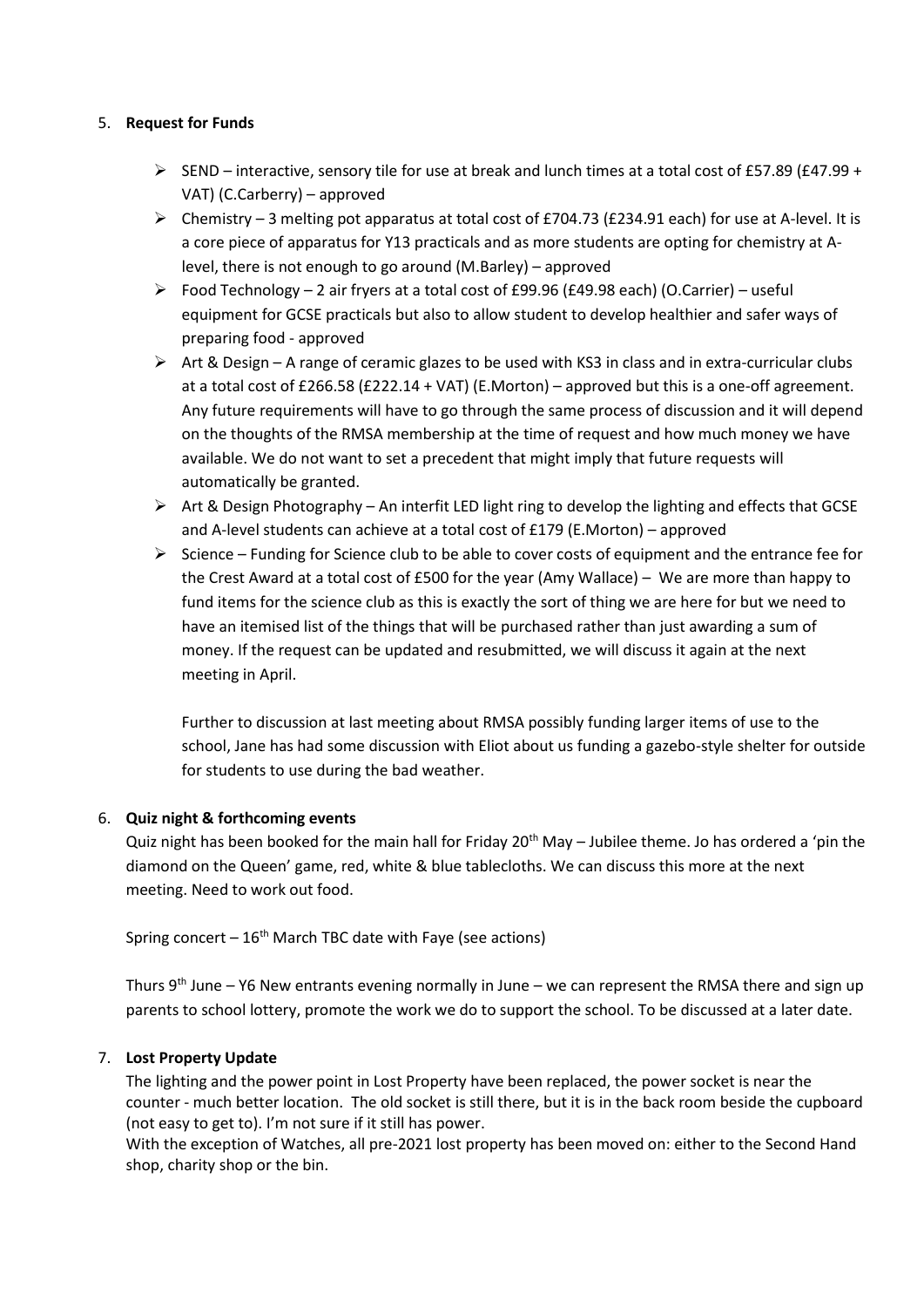5. **Request for Funds**

   - SEND – interactive, sensory tile for use at break and lunch times at a total cost of £57.89 (£47.99 + VAT) (C.Carberry) – approved
   - Chemistry – 3 melting pot apparatus at total cost of £704.73 (£234.91 each) for use at A-level. It is a core piece of apparatus for Y13 practicals and as more students are opting for chemistry at A-level, there is not enough to go around (M.Barley) – approved
   - Food Technology – 2 air fryers at a total cost of £99.96 (£49.98 each) (O.Carrier) – useful equipment for GCSE practicals but also to allow student to develop healthier and safer ways of preparing food - approved
   - Art & Design – A range of ceramic glazes to be used with KS3 in class and in extra-curricular clubs at a total cost of £266.58 (£222.14 + VAT) (E.Morton) – approved but this is a one-off agreement. Any future requirements will have to go through the same process of discussion and it will depend on the thoughts of the RMSA membership at the time of request and how much money we have available. We do not want to set a precedent that might imply that future requests will automatically be granted.
   - Art & Design Photography – An interfit LED light ring to develop the lighting and effects that GCSE and A-level students can achieve at a total cost of £179 (E.Morton) – approved
   - Science – Funding for Science club to be able to cover costs of equipment and the entrance fee for the Crest Award at a total cost of £500 for the year (Amy Wallace) – We are more than happy to fund items for the science club as this is exactly the sort of thing we are here for but we need to have an itemised list of the things that will be purchased rather than just awarding a sum of money. If the request can be updated and resubmitted, we will discuss it again at the next meeting in April.

     Further to discussion at last meeting about RMSA possibly funding larger items of use to the school, Jane has had some discussion with Eliot about us funding a gazebo-style shelter for outside for students to use during the bad weather.

6. **Quiz night & forthcoming events**

   Quiz night has been booked for the main hall for Friday 20th May – Jubilee theme. Jo has ordered a 'pin the diamond on the Queen' game, red, white & blue tablecloths. We can discuss this more at the next meeting. Need to work out food.

   Spring concert – 16th March TBC date with Faye (see actions)

   Thurs 9th June – Y6 New entrants evening normally in June – we can represent the RMSA there and sign up parents to school lottery, promote the work we do to support the school. To be discussed at a later date.

7. **Lost Property Update**

   The lighting and the power point in Lost Property have been replaced, the power socket is near the counter - much better location. The old socket is still there, but it is in the back room beside the cupboard (not easy to get to). I'm not sure if it still has power.
   With the exception of Watches, all pre-2021 lost property has been moved on: either to the Second Hand shop, charity shop or the bin.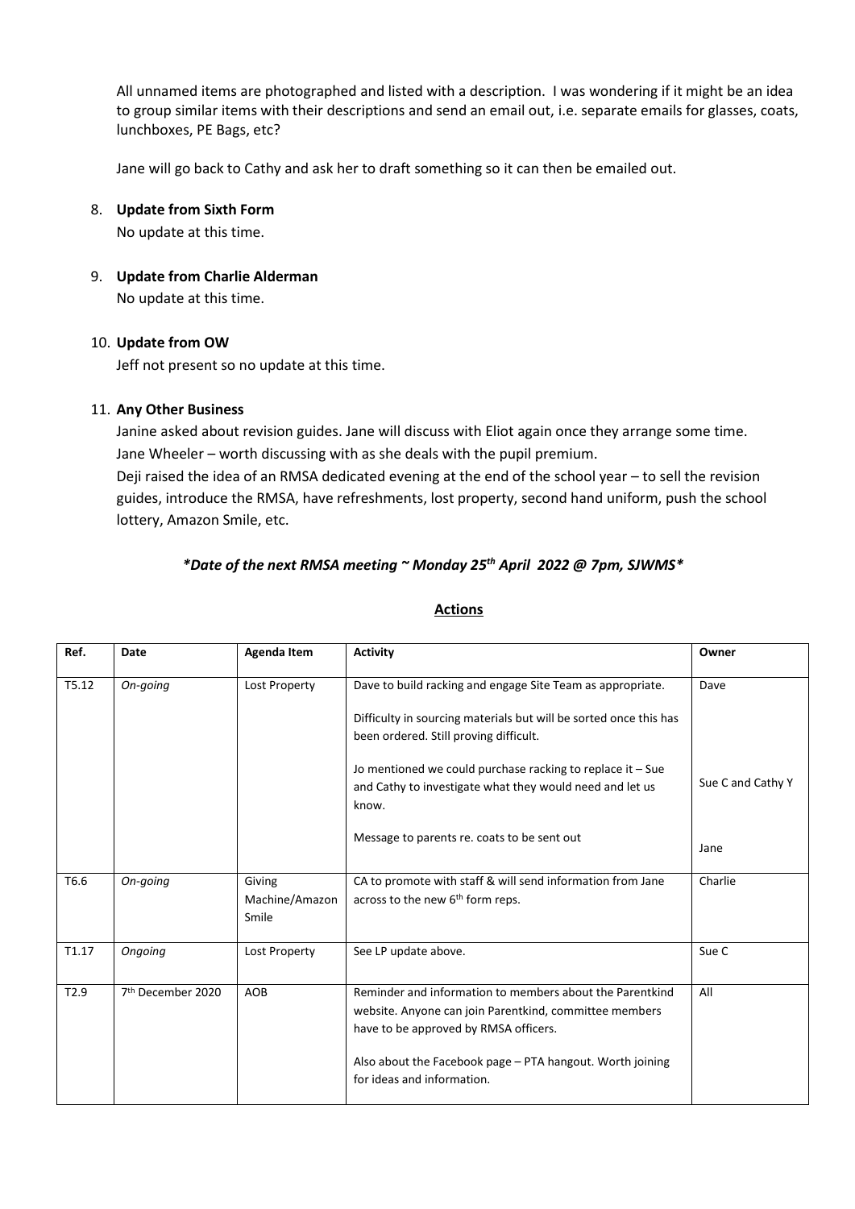All unnamed items are photographed and listed with a description. I was wondering if it might be an idea to group similar items with their descriptions and send an email out, i.e. separate emails for glasses, coats, lunchboxes, PE Bags, etc?

Jane will go back to Cathy and ask her to draft something so it can then be emailed out.

8. **Update from Sixth Form**

   No update at this time.

9. **Update from Charlie Alderman**

   No update at this time.

10. **Update from OW**

    Jeff not present so no update at this time.

11. **Any Other Business**

    Janine asked about revision guides. Jane will discuss with Eliot again once they arrange some time. Jane Wheeler – worth discussing with as she deals with the pupil premium.

    Deji raised the idea of an RMSA dedicated evening at the end of the school year – to sell the revision guides, introduce the RMSA, have refreshments, lost property, second hand uniform, push the school lottery, Amazon Smile, etc.

***\*Date of the next RMSA meeting ~ Monday 25th April 2022 @ 7pm, SJWMS\****

## Actions

| Ref. | Date | Agenda Item | Activity | Owner |
|---|---|---|---|---|
| T5.12 | *On-going* | Lost Property | Dave to build racking and engage Site Team as appropriate.<br><br>Difficulty in sourcing materials but will be sorted once this has been ordered. Still proving difficult.<br><br>Jo mentioned we could purchase racking to replace it – Sue and Cathy to investigate what they would need and let us know.<br><br>Message to parents re. coats to be sent out | Dave<br><br>Sue C and Cathy Y<br><br>Jane |
| T6.6 | *On-going* | Giving Machine/Amazon Smile | CA to promote with staff & will send information from Jane across to the new 6th form reps. | Charlie |
| T1.17 | *Ongoing* | Lost Property | See LP update above. | Sue C |
| T2.9 | 7th December 2020 | AOB | Reminder and information to members about the Parentkind website. Anyone can join Parentkind, committee members have to be approved by RMSA officers.<br><br>Also about the Facebook page – PTA hangout. Worth joining for ideas and information. | All |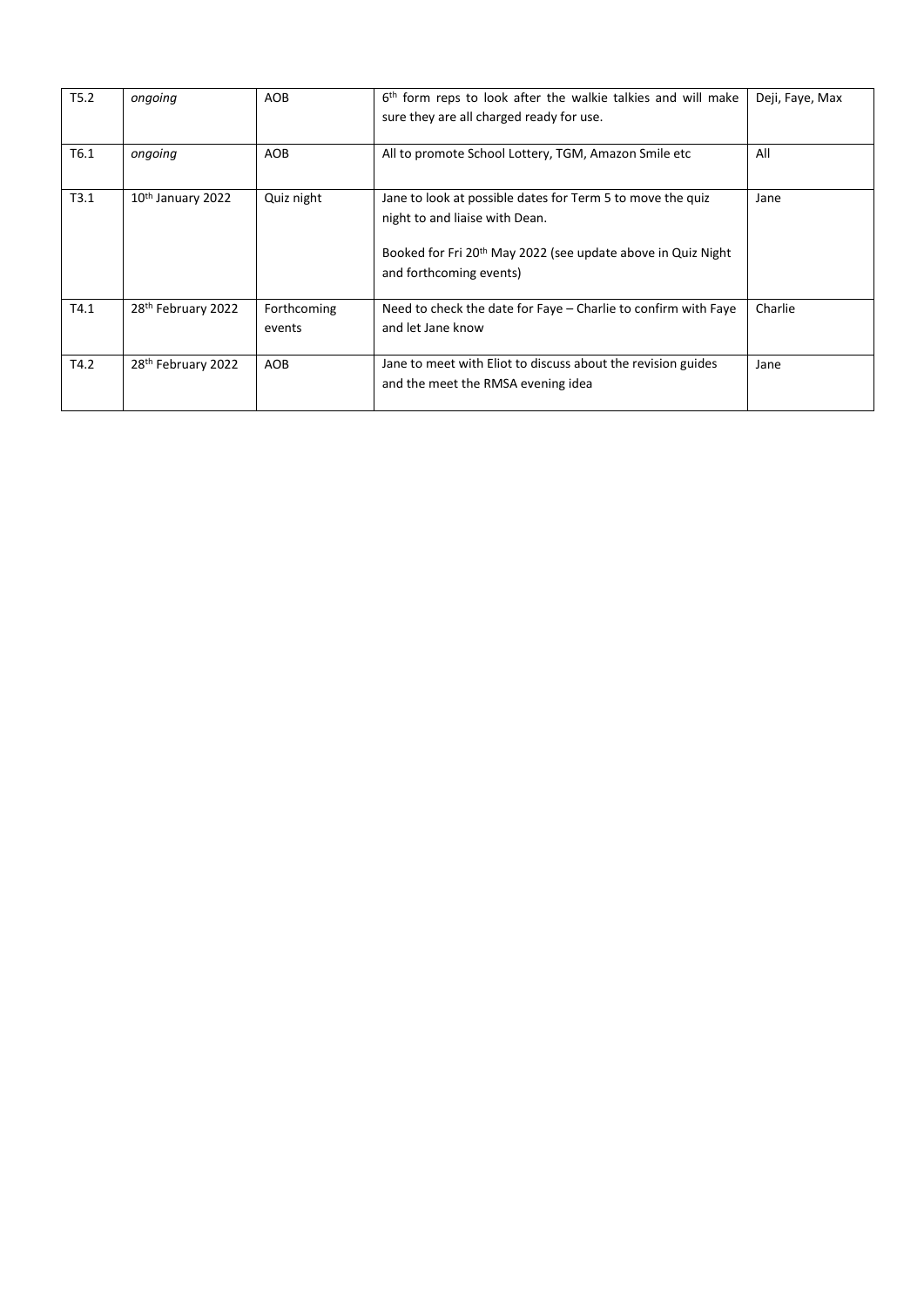| | | | | |
|---|---|---|---|---|
| T5.2 | *ongoing* | AOB | 6th form reps to look after the walkie talkies and will make sure they are all charged ready for use. | Deji, Faye, Max |
| T6.1 | *ongoing* | AOB | All to promote School Lottery, TGM, Amazon Smile etc | All |
| T3.1 | 10th January 2022 | Quiz night | Jane to look at possible dates for Term 5 to move the quiz night to and liaise with Dean.<br><br>Booked for Fri 20th May 2022 (see update above in Quiz Night and forthcoming events) | Jane |
| T4.1 | 28th February 2022 | Forthcoming events | Need to check the date for Faye – Charlie to confirm with Faye and let Jane know | Charlie |
| T4.2 | 28th February 2022 | AOB | Jane to meet with Eliot to discuss about the revision guides and the meet the RMSA evening idea | Jane |